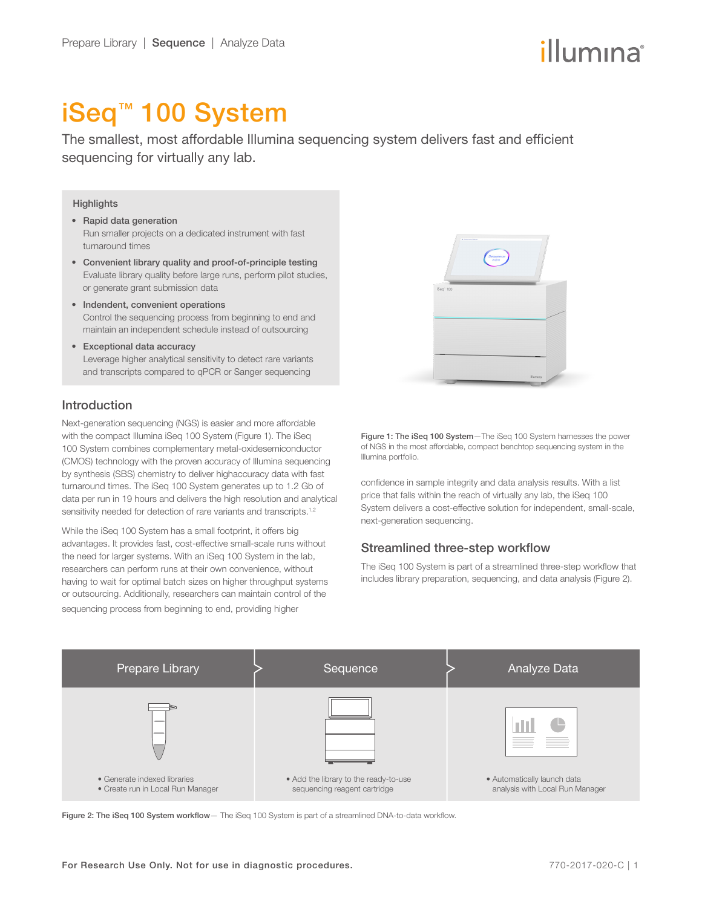Prepare Library | **Sequence** | Analyze Data

# iSeq™ 100 System

The smallest, most affordable Illumina sequencing system delivers fast and efficient sequencing for virtually any lab.

### Highlights

- **Rapid data generation**
  Run smaller projects on a dedicated instrument with fast turnaround times
- **Convenient library quality and proof-of-principle testing**
  Evaluate library quality before large runs, perform pilot studies, or generate grant submission data
- **Indendent, convenient operations**
  Control the sequencing process from beginning to end and maintain an independent schedule instead of outsourcing
- **Exceptional data accuracy**
  Leverage higher analytical sensitivity to detect rare variants and transcripts compared to qPCR or Sanger sequencing

## Introduction

Next-generation sequencing (NGS) is easier and more affordable with the compact Illumina iSeq 100 System (Figure 1). The iSeq 100 System combines complementary metal-oxidesemiconductor (CMOS) technology with the proven accuracy of Illumina sequencing by synthesis (SBS) chemistry to deliver highaccuracy data with fast turnaround times. The iSeq 100 System generates up to 1.2 Gb of data per run in 19 hours and delivers the high resolution and analytical sensitivity needed for detection of rare variants and transcripts.[1,2]

While the iSeq 100 System has a small footprint, it offers big advantages. It provides fast, cost-effective small-scale runs without the need for larger systems. With an iSeq 100 System in the lab, researchers can perform runs at their own convenience, without having to wait for optimal batch sizes on higher throughput systems or outsourcing. Additionally, researchers can maintain control of the sequencing process from beginning to end, providing higher confidence in sample integrity and data analysis results. With a list price that falls within the reach of virtually any lab, the iSeq 100 System delivers a cost-effective solution for independent, small-scale, next-generation sequencing.

**Figure 1: The iSeq 100 System**—The iSeq 100 System harnesses the power of NGS in the most affordable, compact benchtop sequencing system in the Illumina portfolio.

## Streamlined three-step workflow

The iSeq 100 System is part of a streamlined three-step workflow that includes library preparation, sequencing, and data analysis (Figure 2).

| Prepare Library | Sequence | Analyze Data |
| --- | --- | --- |
| • Generate indexed libraries<br>• Create run in Local Run Manager | • Add the library to the ready-to-use sequencing reagent cartridge | • Automatically launch data analysis with Local Run Manager |

**Figure 2: The iSeq 100 System workflow**— The iSeq 100 System is part of a streamlined DNA-to-data workflow.

For Research Use Only. Not for use in diagnostic procedures.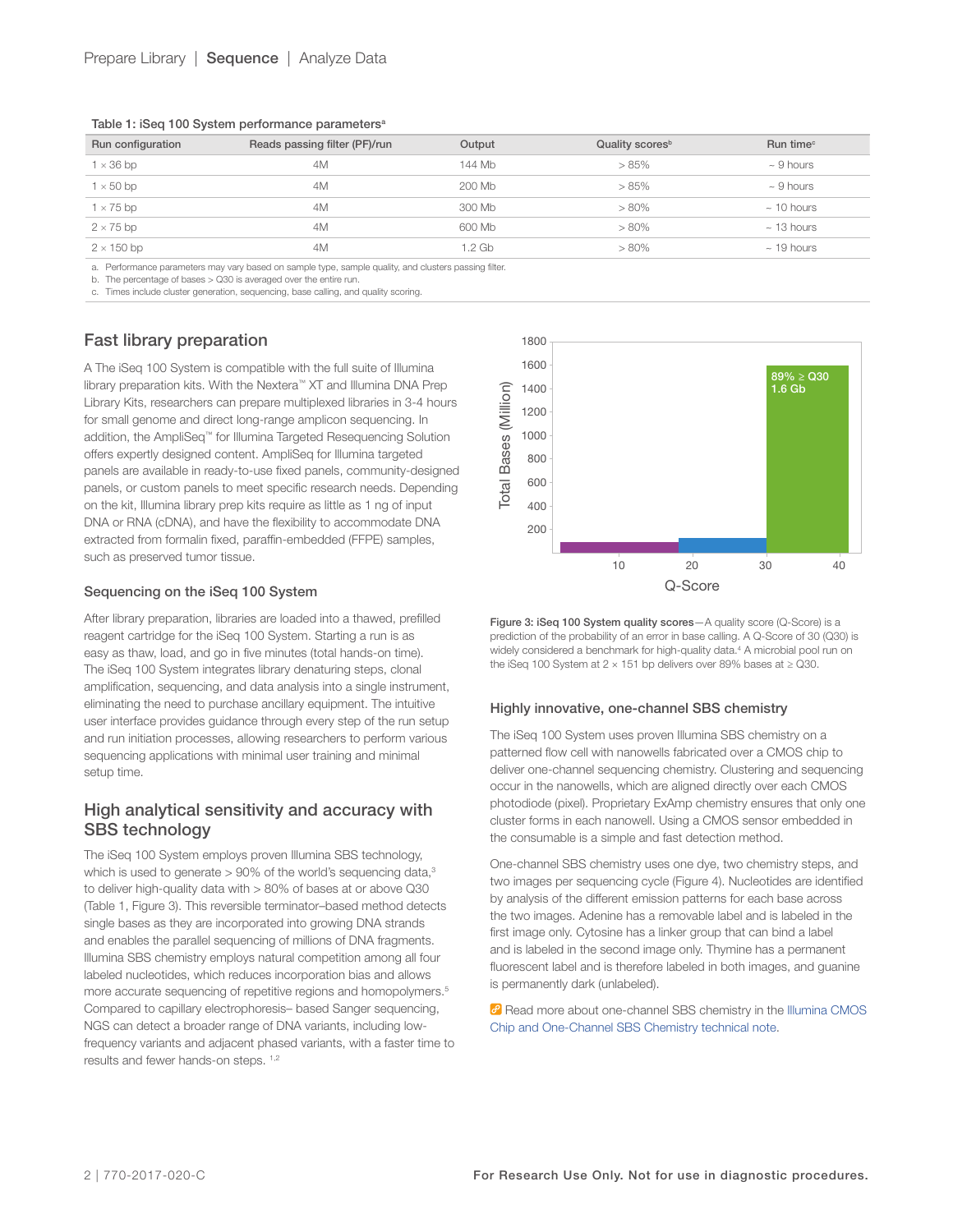Table 1: iSeq 100 System performance parameters[a]

| Run configuration | Reads passing filter (PF)/run | Output | Quality scores[b] | Run time[c] |
|---|---|---|---|---|
| 1 × 36 bp | 4M | 144 Mb | > 85% | ~ 9 hours |
| 1 × 50 bp | 4M | 200 Mb | > 85% | ~ 9 hours |
| 1 × 75 bp | 4M | 300 Mb | > 80% | ~ 10 hours |
| 2 × 75 bp | 4M | 600 Mb | > 80% | ~ 13 hours |
| 2 × 150 bp | 4M | 1.2 Gb | > 80% | ~ 19 hours |

a. Performance parameters may vary based on sample type, sample quality, and clusters passing filter.
b. The percentage of bases > Q30 is averaged over the entire run.
c. Times include cluster generation, sequencing, base calling, and quality scoring.

## Fast library preparation

A The iSeq 100 System is compatible with the full suite of Illumina library preparation kits. With the Nextera™ XT and Illumina DNA Prep Library Kits, researchers can prepare multiplexed libraries in 3-4 hours for small genome and direct long-range amplicon sequencing. In addition, the AmpliSeq™ for Illumina Targeted Resequencing Solution offers expertly designed content. AmpliSeq for Illumina targeted panels are available in ready-to-use fixed panels, community-designed panels, or custom panels to meet specific research needs. Depending on the kit, Illumina library prep kits require as little as 1 ng of input DNA or RNA (cDNA), and have the flexibility to accommodate DNA extracted from formalin fixed, paraffin-embedded (FFPE) samples, such as preserved tumor tissue.

### Sequencing on the iSeq 100 System

After library preparation, libraries are loaded into a thawed, prefilled reagent cartridge for the iSeq 100 System. Starting a run is as easy as thaw, load, and go in five minutes (total hands-on time). The iSeq 100 System integrates library denaturing steps, clonal amplification, sequencing, and data analysis into a single instrument, eliminating the need to purchase ancillary equipment. The intuitive user interface provides guidance through every step of the run setup and run initiation processes, allowing researchers to perform various sequencing applications with minimal user training and minimal setup time.

## High analytical sensitivity and accuracy with SBS technology

The iSeq 100 System employs proven Illumina SBS technology, which is used to generate > 90% of the world's sequencing data,[3] to deliver high-quality data with > 80% of bases at or above Q30 (Table 1, Figure 3). This reversible terminator–based method detects single bases as they are incorporated into growing DNA strands and enables the parallel sequencing of millions of DNA fragments. Illumina SBS chemistry employs natural competition among all four labeled nucleotides, which reduces incorporation bias and allows more accurate sequencing of repetitive regions and homopolymers.[5] Compared to capillary electrophoresis– based Sanger sequencing, NGS can detect a broader range of DNA variants, including low-frequency variants and adjacent phased variants, with a faster time to results and fewer hands-on steps.[1,2]

**Figure 3: iSeq 100 System quality scores**—A quality score (Q-Score) is a prediction of the probability of an error in base calling. A Q-Score of 30 (Q30) is widely considered a benchmark for high-quality data.[4] A microbial pool run on the iSeq 100 System at 2 × 151 bp delivers over 89% bases at ≥ Q30.

### Highly innovative, one-channel SBS chemistry

The iSeq 100 System uses proven Illumina SBS chemistry on a patterned flow cell with nanowells fabricated over a CMOS chip to deliver one-channel sequencing chemistry. Clustering and sequencing occur in the nanowells, which are aligned directly over each CMOS photodiode (pixel). Proprietary ExAmp chemistry ensures that only one cluster forms in each nanowell. Using a CMOS sensor embedded in the consumable is a simple and fast detection method.

One-channel SBS chemistry uses one dye, two chemistry steps, and two images per sequencing cycle (Figure 4). Nucleotides are identified by analysis of the different emission patterns for each base across the two images. Adenine has a removable label and is labeled in the first image only. Cytosine has a linker group that can bind a label and is labeled in the second image only. Thymine has a permanent fluorescent label and is therefore labeled in both images, and guanine is permanently dark (unlabeled).

Read more about one-channel SBS chemistry in the Illumina CMOS Chip and One-Channel SBS Chemistry technical note.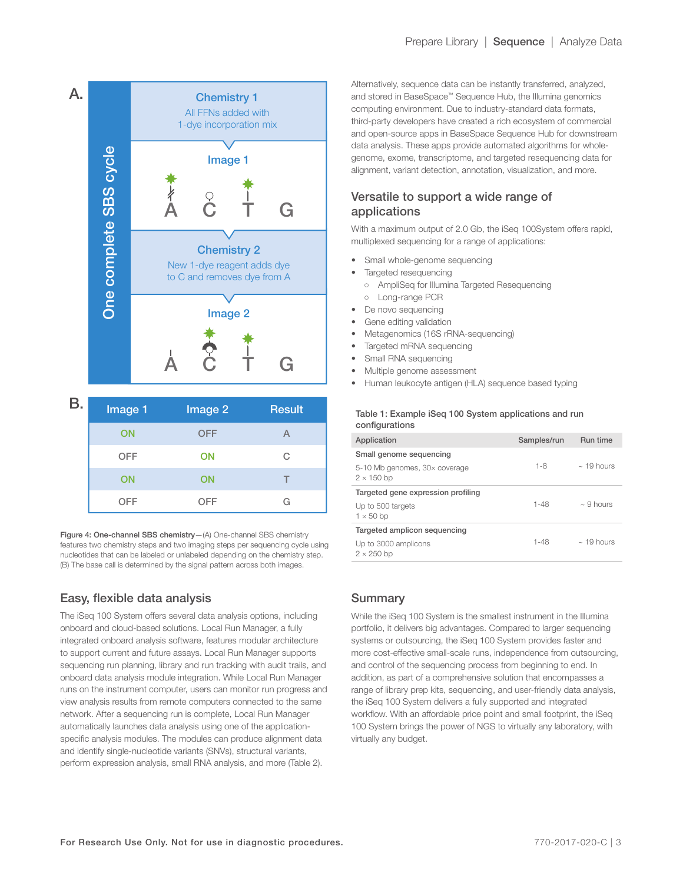A.

**One complete SBS cycle**

**Chemistry 1**
All FFNs added with 1-dye incorporation mix

**Image 1**

A C T G

**Chemistry 2**
New 1-dye reagent adds dye to C and removes dye from A

**Image 2**

A C T G

B.

| Image 1 | Image 2 | Result |
|---|---|---|
| ON | OFF | A |
| OFF | ON | C |
| ON | ON | T |
| OFF | OFF | G |

**Figure 4: One-channel SBS chemistry**—(A) One-channel SBS chemistry features two chemistry steps and two imaging steps per sequencing cycle using nucleotides that can be labeled or unlabeled depending on the chemistry step. (B) The base call is determined by the signal pattern across both images.

## Easy, flexible data analysis

The iSeq 100 System offers several data analysis options, including onboard and cloud-based solutions. Local Run Manager, a fully integrated onboard analysis software, features modular architecture to support current and future assays. Local Run Manager supports sequencing run planning, library and run tracking with audit trails, and onboard data analysis module integration. While Local Run Manager runs on the instrument computer, users can monitor run progress and view analysis results from remote computers connected to the same network. After a sequencing run is complete, Local Run Manager automatically launches data analysis using one of the application-specific analysis modules. The modules can produce alignment data and identify single-nucleotide variants (SNVs), structural variants, perform expression analysis, small RNA analysis, and more (Table 2).

Alternatively, sequence data can be instantly transferred, analyzed, and stored in BaseSpace™ Sequence Hub, the Illumina genomics computing environment. Due to industry-standard data formats, third-party developers have created a rich ecosystem of commercial and open-source apps in BaseSpace Sequence Hub for downstream data analysis. These apps provide automated algorithms for whole-genome, exome, transcriptome, and targeted resequencing data for alignment, variant detection, annotation, visualization, and more.

## Versatile to support a wide range of applications

With a maximum output of 2.0 Gb, the iSeq 100System offers rapid, multiplexed sequencing for a range of applications:

- Small whole-genome sequencing
- Targeted resequencing
  - AmpliSeq for Illumina Targeted Resequencing
  - Long-range PCR
- De novo sequencing
- Gene editing validation
- Metagenomics (16S rRNA-sequencing)
- Targeted mRNA sequencing
- Small RNA sequencing
- Multiple genome assessment
- Human leukocyte antigen (HLA) sequence based typing

**Table 1: Example iSeq 100 System applications and run configurations**

| Application | Samples/run | Run time |
|---|---|---|
| **Small genome sequencing**<br>5-10 Mb genomes, 30× coverage<br>2 × 150 bp | 1-8 | ~ 19 hours |
| **Targeted gene expression profiling**<br>Up to 500 targets<br>1 × 50 bp | 1-48 | ~ 9 hours |
| **Targeted amplicon sequencing**<br>Up to 3000 amplicons<br>2 × 250 bp | 1-48 | ~ 19 hours |

## Summary

While the iSeq 100 System is the smallest instrument in the Illumina portfolio, it delivers big advantages. Compared to larger sequencing systems or outsourcing, the iSeq 100 System provides faster and more cost-effective small-scale runs, independence from outsourcing, and control of the sequencing process from beginning to end. In addition, as part of a comprehensive solution that encompasses a range of library prep kits, sequencing, and user-friendly data analysis, the iSeq 100 System delivers a fully supported and integrated workflow. With an affordable price point and small footprint, the iSeq 100 System brings the power of NGS to virtually any laboratory, with virtually any budget.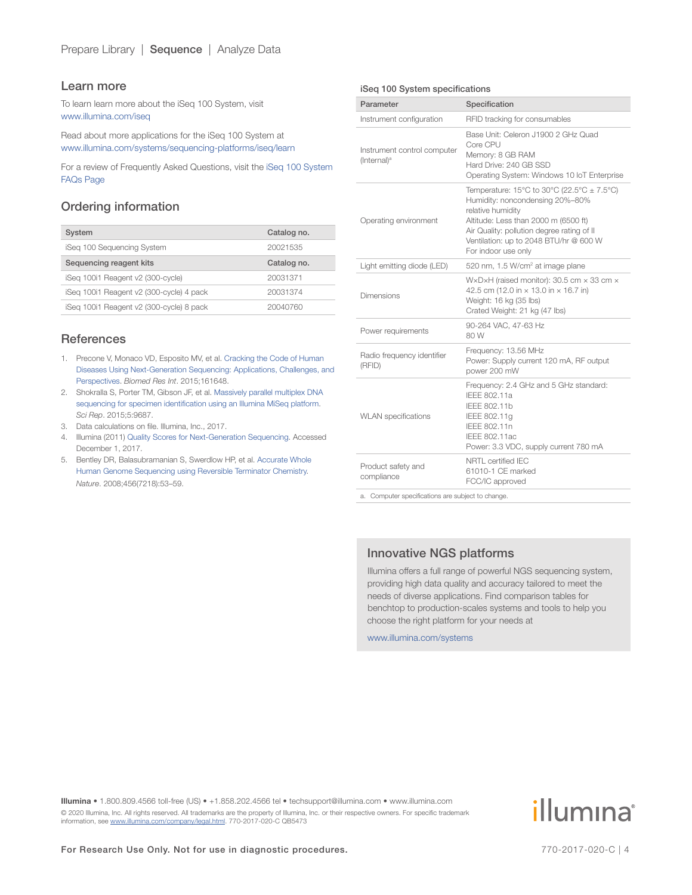## Learn more

To learn learn more about the iSeq 100 System, visit www.illumina.com/iseq

Read about more applications for the iSeq 100 System at www.illumina.com/systems/sequencing-platforms/iseq/learn

For a review of Frequently Asked Questions, visit the iSeq 100 System FAQs Page

## Ordering information

| System | Catalog no. |
|---|---|
| iSeq 100 Sequencing System | 20021535 |
| **Sequencing reagent kits** | **Catalog no.** |
| iSeq 100i1 Reagent v2 (300-cycle) | 20031371 |
| iSeq 100i1 Reagent v2 (300-cycle) 4 pack | 20031374 |
| iSeq 100i1 Reagent v2 (300-cycle) 8 pack | 20040760 |

## References

1. Precone V, Monaco VD, Esposito MV, et al. Cracking the Code of Human Diseases Using Next-Generation Sequencing: Applications, Challenges, and Perspectives. *Biomed Res Int*. 2015;161648.
2. Shokralla S, Porter TM, Gibson JF, et al. Massively parallel multiplex DNA sequencing for specimen identification using an Illumina MiSeq platform. *Sci Rep*. 2015;5:9687.
3. Data calculations on file. Illumina, Inc., 2017.
4. Illumina (2011) Quality Scores for Next-Generation Sequencing. Accessed December 1, 2017.
5. Bentley DR, Balasubramanian S, Swerdlow HP, et al. Accurate Whole Human Genome Sequencing using Reversible Terminator Chemistry. *Nature*. 2008;456(7218):53–59.

### iSeq 100 System specifications

| Parameter | Specification |
|---|---|
| Instrument configuration | RFID tracking for consumables |
| Instrument control computer (Internal)[a] | Base Unit: Celeron J1900 2 GHz Quad Core CPU<br>Memory: 8 GB RAM<br>Hard Drive: 240 GB SSD<br>Operating System: Windows 10 IoT Enterprise |
| Operating environment | Temperature: 15°C to 30°C (22.5°C ± 7.5°C)<br>Humidity: noncondensing 20%–80% relative humidity<br>Altitude: Less than 2000 m (6500 ft)<br>Air Quality: pollution degree rating of II<br>Ventilation: up to 2048 BTU/hr @ 600 W<br>For indoor use only |
| Light emitting diode (LED) | 520 nm, 1.5 W/cm$^2$ at image plane |
| Dimensions | W×D×H (raised monitor): 30.5 cm × 33 cm × 42.5 cm (12.0 in × 13.0 in × 16.7 in)<br>Weight: 16 kg (35 lbs)<br>Crated Weight: 21 kg (47 lbs) |
| Power requirements | 90-264 VAC, 47-63 Hz<br>80 W |
| Radio frequency identifier (RFID) | Frequency: 13.56 MHz<br>Power: Supply current 120 mA, RF output power 200 mW |
| WLAN specifications | Frequency: 2.4 GHz and 5 GHz standard:<br>IEEE 802.11a<br>IEEE 802.11b<br>IEEE 802.11g<br>IEEE 802.11n<br>IEEE 802.11ac<br>Power: 3.3 VDC, supply current 780 mA |
| Product safety and compliance | NRTL certified IEC<br>61010-1 CE marked<br>FCC/IC approved |

a. Computer specifications are subject to change.

## Innovative NGS platforms

Illumina offers a full range of powerful NGS sequencing system, providing high data quality and accuracy tailored to meet the needs of diverse applications. Find comparison tables for benchtop to production-scales systems and tools to help you choose the right platform for your needs at

www.illumina.com/systems

**Illumina** • 1.800.809.4566 toll-free (US) • +1.858.202.4566 tel • techsupport@illumina.com • www.illumina.com

© 2020 Illumina, Inc. All rights reserved. All trademarks are the property of Illumina, Inc. or their respective owners. For specific trademark information, see www.illumina.com/company/legal.html. 770-2017-020-C QB5473

For Research Use Only. Not for use in diagnostic procedures.